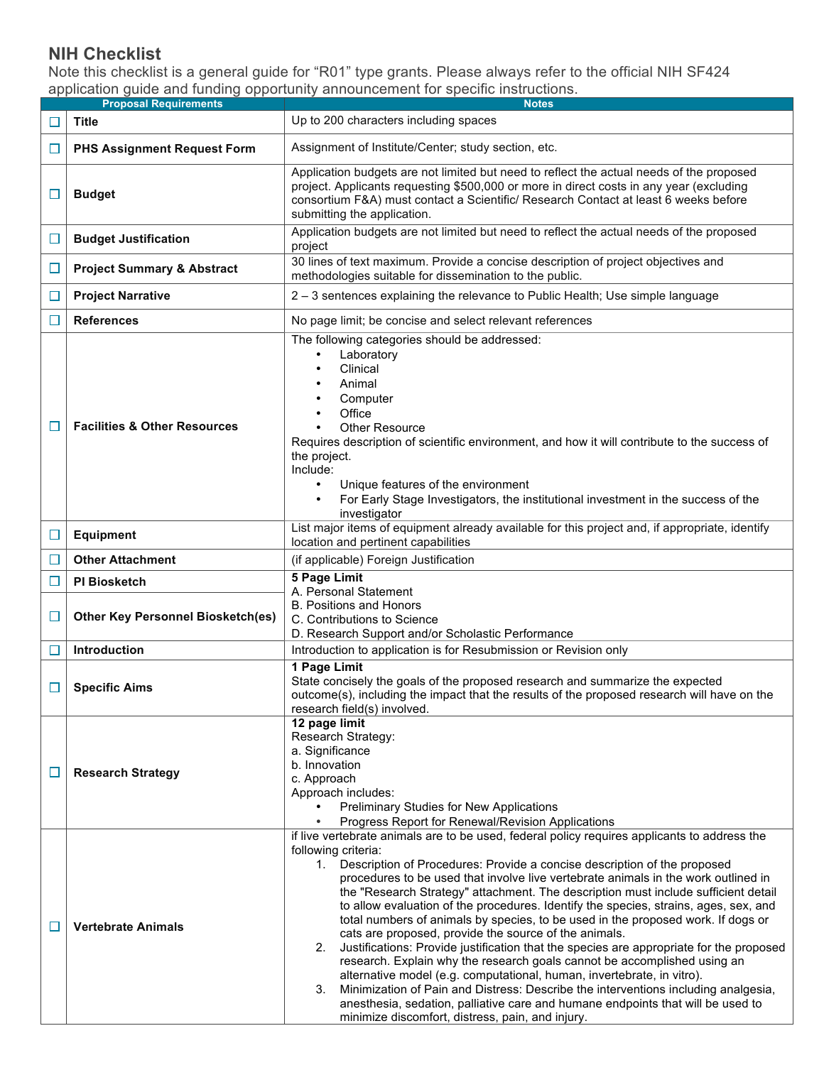# NIH Checklist

Note this checklist is a general guide for "R01" type grants. Please always refer to the official NIH SF424 application guide and funding opportunity announcement for specific instructions.

| | Proposal Requirements | Notes |
|---|---|---|
| ☐ | **Title** | Up to 200 characters including spaces |
| ☐ | **PHS Assignment Request Form** | Assignment of Institute/Center; study section, etc. |
| ☐ | **Budget** | Application budgets are not limited but need to reflect the actual needs of the proposed project. Applicants requesting $500,000 or more in direct costs in any year (excluding consortium F&A) must contact a Scientific/ Research Contact at least 6 weeks before submitting the application. |
| ☐ | **Budget Justification** | Application budgets are not limited but need to reflect the actual needs of the proposed project |
| ☐ | **Project Summary & Abstract** | 30 lines of text maximum. Provide a concise description of project objectives and methodologies suitable for dissemination to the public. |
| ☐ | **Project Narrative** | 2 – 3 sentences explaining the relevance to Public Health; Use simple language |
| ☐ | **References** | No page limit; be concise and select relevant references |
| ☐ | **Facilities & Other Resources** | The following categories should be addressed:<br>• Laboratory<br>• Clinical<br>• Animal<br>• Computer<br>• Office<br>• Other Resource<br>Requires description of scientific environment, and how it will contribute to the success of the project.<br>Include:<br>• Unique features of the environment<br>• For Early Stage Investigators, the institutional investment in the success of the investigator |
| ☐ | **Equipment** | List major items of equipment already available for this project and, if appropriate, identify location and pertinent capabilities |
| ☐ | **Other Attachment** | (if applicable) Foreign Justification |
| ☐ | **PI Biosketch** | **5 Page Limit**<br>A. Personal Statement<br>B. Positions and Honors<br>C. Contributions to Science<br>D. Research Support and/or Scholastic Performance |
| ☐ | **Other Key Personnel Biosketch(es)** | |
| ☐ | **Introduction** | Introduction to application is for Resubmission or Revision only |
| ☐ | **Specific Aims** | **1 Page Limit**<br>State concisely the goals of the proposed research and summarize the expected outcome(s), including the impact that the results of the proposed research will have on the research field(s) involved. |
| ☐ | **Research Strategy** | **12 page limit**<br>Research Strategy:<br>a. Significance<br>b. Innovation<br>c. Approach<br>Approach includes:<br>• Preliminary Studies for New Applications<br>• Progress Report for Renewal/Revision Applications |
| ☐ | **Vertebrate Animals** | if live vertebrate animals are to be used, federal policy requires applicants to address the following criteria:<br>1. Description of Procedures: Provide a concise description of the proposed procedures to be used that involve live vertebrate animals in the work outlined in the "Research Strategy" attachment. The description must include sufficient detail to allow evaluation of the procedures. Identify the species, strains, ages, sex, and total numbers of animals by species, to be used in the proposed work. If dogs or cats are proposed, provide the source of the animals.<br>2. Justifications: Provide justification that the species are appropriate for the proposed research. Explain why the research goals cannot be accomplished using an alternative model (e.g. computational, human, invertebrate, in vitro).<br>3. Minimization of Pain and Distress: Describe the interventions including analgesia, anesthesia, sedation, palliative care and humane endpoints that will be used to minimize discomfort, distress, pain, and injury. |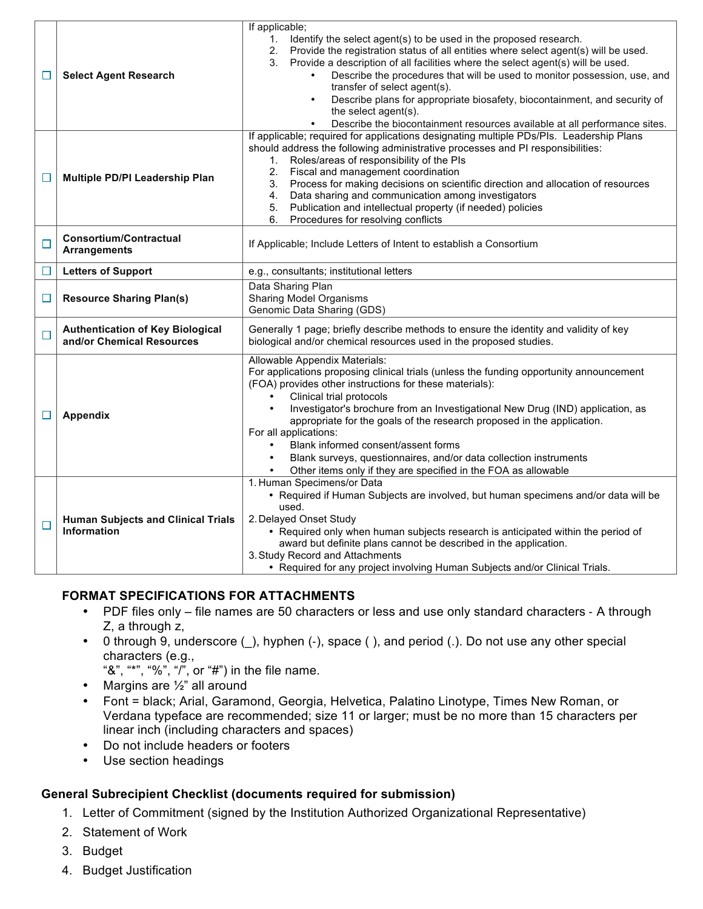| ☐ | **Select Agent Research** | If applicable;<br>1. Identify the select agent(s) to be used in the proposed research.<br>2. Provide the registration status of all entities where select agent(s) will be used.<br>3. Provide a description of all facilities where the select agent(s) will be used.<br>• Describe the procedures that will be used to monitor possession, use, and transfer of select agent(s).<br>• Describe plans for appropriate biosafety, biocontainment, and security of the select agent(s).<br>• Describe the biocontainment resources available at all performance sites. |
|---|---|---|
| ☐ | **Multiple PD/PI Leadership Plan** | If applicable; required for applications designating multiple PDs/PIs. Leadership Plans should address the following administrative processes and PI responsibilities:<br>1. Roles/areas of responsibility of the PIs<br>2. Fiscal and management coordination<br>3. Process for making decisions on scientific direction and allocation of resources<br>4. Data sharing and communication among investigators<br>5. Publication and intellectual property (if needed) policies<br>6. Procedures for resolving conflicts |
| ☐ | **Consortium/Contractual Arrangements** | If Applicable; Include Letters of Intent to establish a Consortium |
| ☐ | **Letters of Support** | e.g., consultants; institutional letters |
| ☐ | **Resource Sharing Plan(s)** | Data Sharing Plan<br>Sharing Model Organisms<br>Genomic Data Sharing (GDS) |
| ☐ | **Authentication of Key Biological and/or Chemical Resources** | Generally 1 page; briefly describe methods to ensure the identity and validity of key biological and/or chemical resources used in the proposed studies. |
| ☐ | **Appendix** | Allowable Appendix Materials:<br>For applications proposing clinical trials (unless the funding opportunity announcement (FOA) provides other instructions for these materials):<br>• Clinical trial protocols<br>• Investigator's brochure from an Investigational New Drug (IND) application, as appropriate for the goals of the research proposed in the application.<br>For all applications:<br>• Blank informed consent/assent forms<br>• Blank surveys, questionnaires, and/or data collection instruments<br>• Other items only if they are specified in the FOA as allowable |
| ☐ | **Human Subjects and Clinical Trials Information** | 1. Human Specimens/or Data<br>• Required if Human Subjects are involved, but human specimens and/or data will be used.<br>2. Delayed Onset Study<br>• Required only when human subjects research is anticipated within the period of award but definite plans cannot be described in the application.<br>3. Study Record and Attachments<br>• Required for any project involving Human Subjects and/or Clinical Trials. |

### FORMAT SPECIFICATIONS FOR ATTACHMENTS

- PDF files only – file names are 50 characters or less and use only standard characters - A through Z, a through z,
- 0 through 9, underscore (_), hyphen (-), space ( ), and period (.). Do not use any other special characters (e.g.,
  "&", "*", "%", "/", or "#") in the file name.
- Margins are ½" all around
- Font = black; Arial, Garamond, Georgia, Helvetica, Palatino Linotype, Times New Roman, or Verdana typeface are recommended; size 11 or larger; must be no more than 15 characters per linear inch (including characters and spaces)
- Do not include headers or footers
- Use section headings

### General Subrecipient Checklist (documents required for submission)

1. Letter of Commitment (signed by the Institution Authorized Organizational Representative)
2. Statement of Work
3. Budget
4. Budget Justification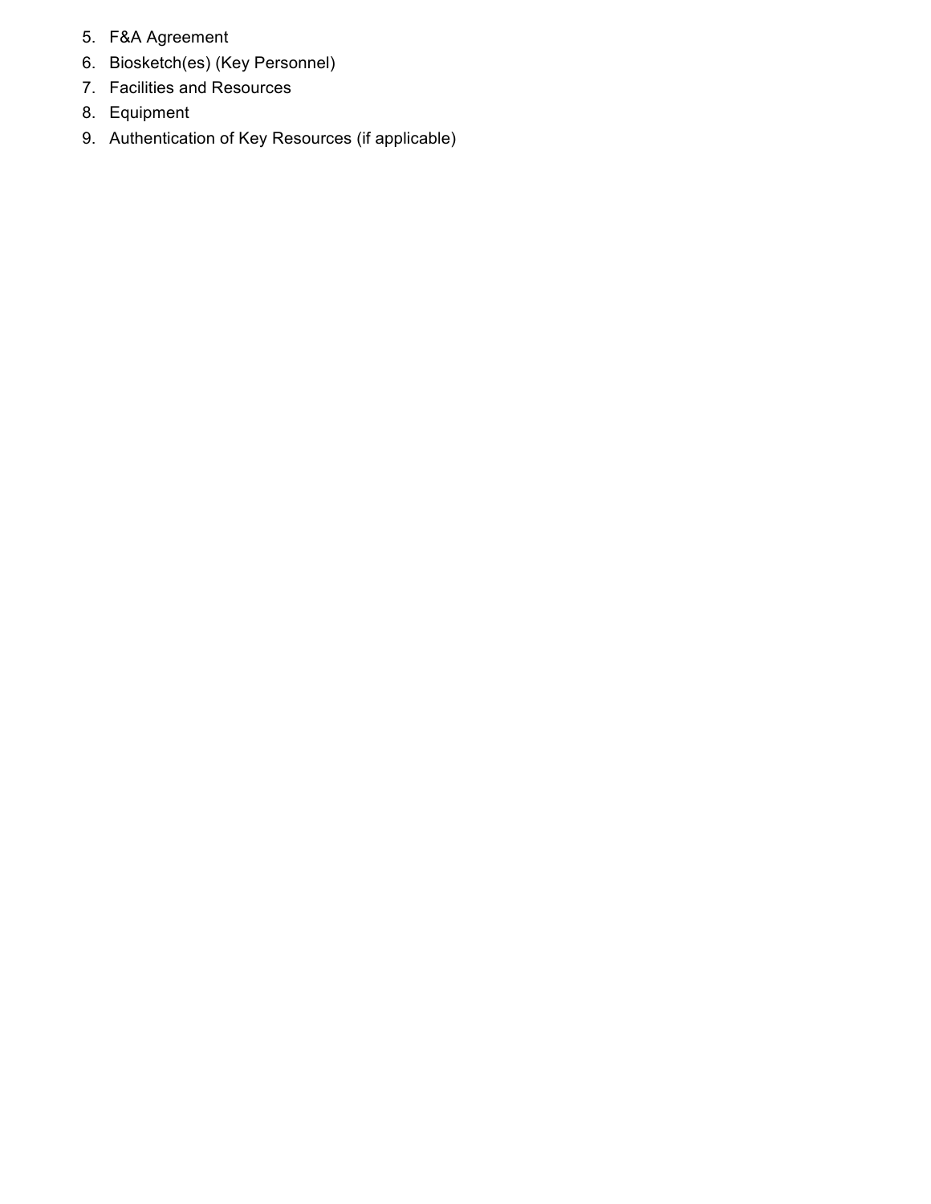5. F&A Agreement
6. Biosketch(es) (Key Personnel)
7. Facilities and Resources
8. Equipment
9. Authentication of Key Resources (if applicable)